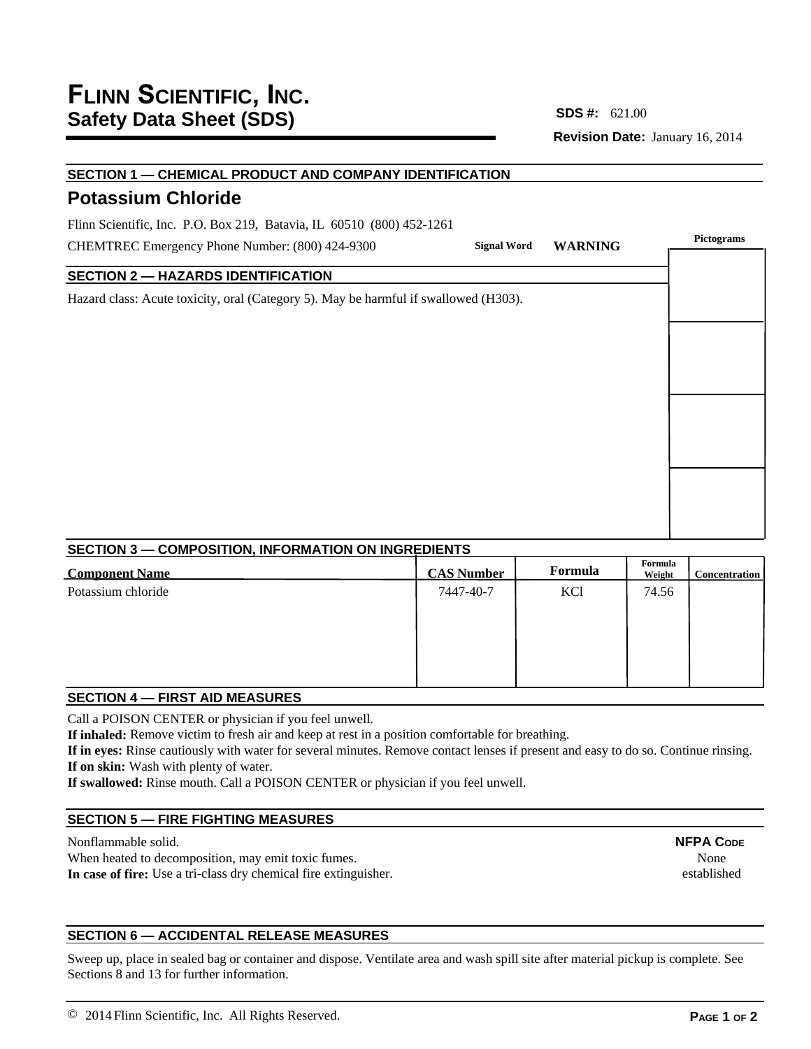# FLINN SCIENTIFIC, INC.
## Safety Data Sheet (SDS)

**SDS #:** 621.00

**Revision Date:** January 16, 2014

### SECTION 1 — CHEMICAL PRODUCT AND COMPANY IDENTIFICATION

## Potassium Chloride

Flinn Scientific, Inc. P.O. Box 219, Batavia, IL 60510 (800) 452-1261

CHEMTREC Emergency Phone Number: (800) 424-9300

**Signal Word** **WARNING**

**Pictograms**

### SECTION 2 — HAZARDS IDENTIFICATION

Hazard class: Acute toxicity, oral (Category 5). May be harmful if swallowed (H303).

### SECTION 3 — COMPOSITION, INFORMATION ON INGREDIENTS

| Component Name | CAS Number | Formula | Formula Weight | Concentration |
|---|---|---|---|---|
| Potassium chloride | 7447-40-7 | KCl | 74.56 | |

### SECTION 4 — FIRST AID MEASURES

Call a POISON CENTER or physician if you feel unwell.

**If inhaled:** Remove victim to fresh air and keep at rest in a position comfortable for breathing.

**If in eyes:** Rinse cautiously with water for several minutes. Remove contact lenses if present and easy to do so. Continue rinsing.

**If on skin:** Wash with plenty of water.

**If swallowed:** Rinse mouth. Call a POISON CENTER or physician if you feel unwell.

### SECTION 5 — FIRE FIGHTING MEASURES

Nonflammable solid.

When heated to decomposition, may emit toxic fumes.

**In case of fire:** Use a tri-class dry chemical fire extinguisher.

**NFPA CODE**
None established

### SECTION 6 — ACCIDENTAL RELEASE MEASURES

Sweep up, place in sealed bag or container and dispose. Ventilate area and wash spill site after material pickup is complete. See Sections 8 and 13 for further information.

© 2014 Flinn Scientific, Inc. All Rights Reserved.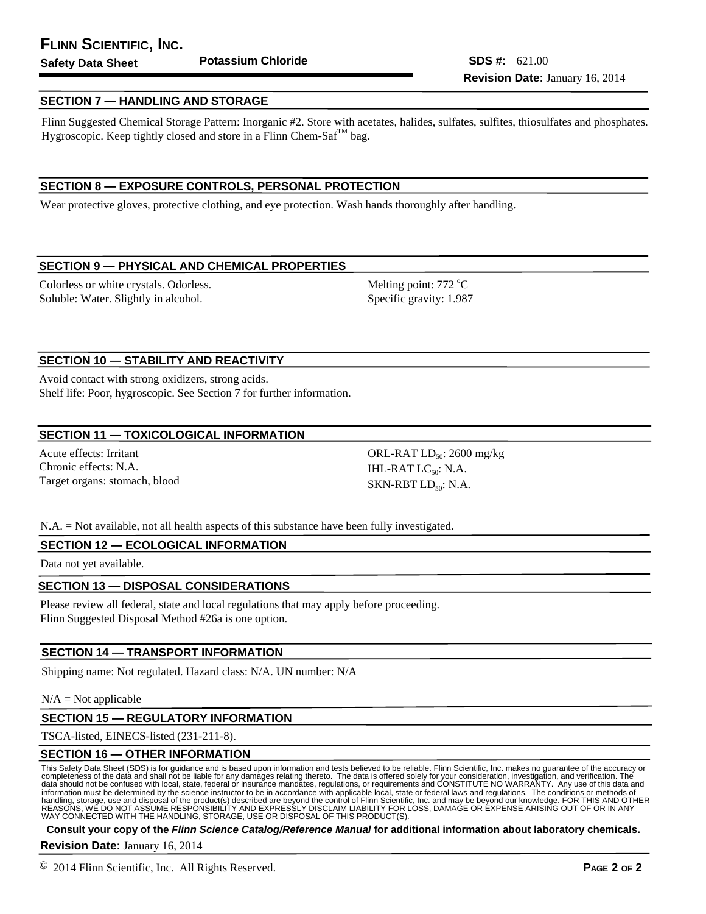## SECTION 7 — HANDLING AND STORAGE

Flinn Suggested Chemical Storage Pattern: Inorganic #2. Store with acetates, halides, sulfates, sulfites, thiosulfates and phosphates. Hygroscopic. Keep tightly closed and store in a Flinn Chem-Saf™ bag.

## SECTION 8 — EXPOSURE CONTROLS, PERSONAL PROTECTION

Wear protective gloves, protective clothing, and eye protection. Wash hands thoroughly after handling.

## SECTION 9 — PHYSICAL AND CHEMICAL PROPERTIES

Colorless or white crystals. Odorless.
Soluble: Water. Slightly in alcohol.

Melting point: 772 °C
Specific gravity: 1.987

## SECTION 10 — STABILITY AND REACTIVITY

Avoid contact with strong oxidizers, strong acids.
Shelf life: Poor, hygroscopic. See Section 7 for further information.

## SECTION 11 — TOXICOLOGICAL INFORMATION

Acute effects: Irritant
Chronic effects: N.A.
Target organs: stomach, blood

ORL-RAT $LD_{50}$: 2600 mg/kg
IHL-RAT $LC_{50}$: N.A.
SKN-RBT $LD_{50}$: N.A.

N.A. = Not available, not all health aspects of this substance have been fully investigated.

## SECTION 12 — ECOLOGICAL INFORMATION

Data not yet available.

## SECTION 13 — DISPOSAL CONSIDERATIONS

Please review all federal, state and local regulations that may apply before proceeding.
Flinn Suggested Disposal Method #26a is one option.

## SECTION 14 — TRANSPORT INFORMATION

Shipping name: Not regulated. Hazard class: N/A. UN number: N/A

N/A = Not applicable

## SECTION 15 — REGULATORY INFORMATION

TSCA-listed, EINECS-listed (231-211-8).

## SECTION 16 — OTHER INFORMATION

This Safety Data Sheet (SDS) is for guidance and is based upon information and tests believed to be reliable. Flinn Scientific, Inc. makes no guarantee of the accuracy or completeness of the data and shall not be liable for any damages relating thereto. The data is offered solely for your consideration, investigation, and verification. The data should not be confused with local, state, federal or insurance mandates, regulations, or requirements and CONSTITUTE NO WARRANTY. Any use of this data and information must be determined by the science instructor to be in accordance with applicable local, state or federal laws and regulations. The conditions or methods of handling, storage, use and disposal of the product(s) described are beyond the control of Flinn Scientific, Inc. and may be beyond our knowledge. FOR THIS AND OTHER REASONS, WE DO NOT ASSUME RESPONSIBILITY AND EXPRESSLY DISCLAIM LIABILITY FOR LOSS, DAMAGE OR EXPENSE ARISING OUT OF OR IN ANY WAY CONNECTED WITH THE HANDLING, STORAGE, USE OR DISPOSAL OF THIS PRODUCT(S).

**Consult your copy of the *Flinn Science Catalog/Reference Manual* for additional information about laboratory chemicals.**

**Revision Date:** January 16, 2014

© 2014 Flinn Scientific, Inc. All Rights Reserved.